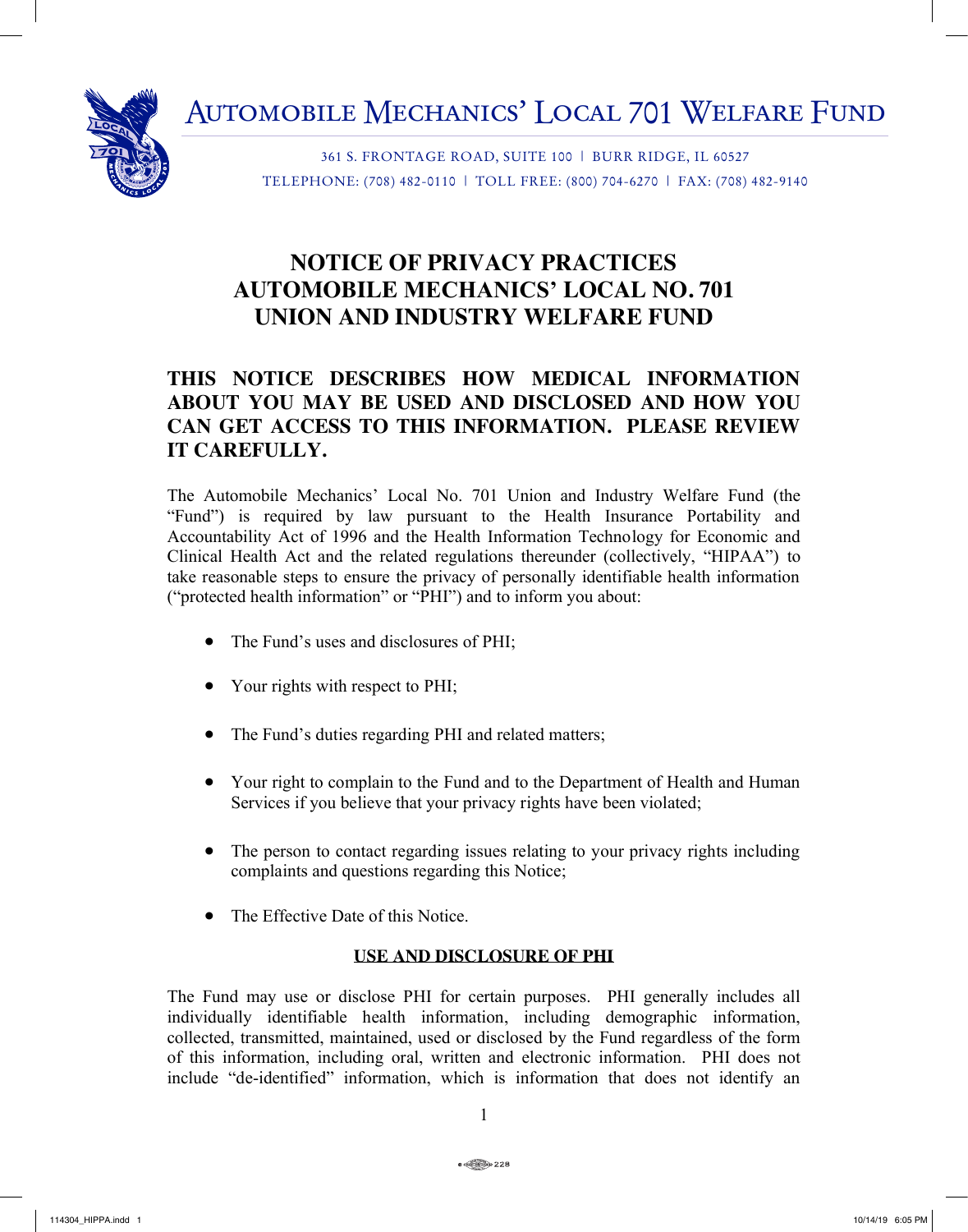# AUTOMOBILE MECHANICS' LOCAL 701 WELFARE FUND

361 S. FRONTAGE ROAD, SUITE 100 | BURR RIDGE, IL 60527
TELEPHONE: (708) 482-0110 | TOLL FREE: (800) 704-6270 | FAX: (708) 482-9140

## NOTICE OF PRIVACY PRACTICES
## AUTOMOBILE MECHANICS' LOCAL NO. 701
## UNION AND INDUSTRY WELFARE FUND

### THIS NOTICE DESCRIBES HOW MEDICAL INFORMATION ABOUT YOU MAY BE USED AND DISCLOSED AND HOW YOU CAN GET ACCESS TO THIS INFORMATION. PLEASE REVIEW IT CAREFULLY.

The Automobile Mechanics' Local No. 701 Union and Industry Welfare Fund (the "Fund") is required by law pursuant to the Health Insurance Portability and Accountability Act of 1996 and the Health Information Technology for Economic and Clinical Health Act and the related regulations thereunder (collectively, "HIPAA") to take reasonable steps to ensure the privacy of personally identifiable health information ("protected health information" or "PHI") and to inform you about:

- The Fund's uses and disclosures of PHI;
- Your rights with respect to PHI;
- The Fund's duties regarding PHI and related matters;
- Your right to complain to the Fund and to the Department of Health and Human Services if you believe that your privacy rights have been violated;
- The person to contact regarding issues relating to your privacy rights including complaints and questions regarding this Notice;
- The Effective Date of this Notice.

**USE AND DISCLOSURE OF PHI**

The Fund may use or disclose PHI for certain purposes. PHI generally includes all individually identifiable health information, including demographic information, collected, transmitted, maintained, used or disclosed by the Fund regardless of the form of this information, including oral, written and electronic information. PHI does not include "de-identified" information, which is information that does not identify an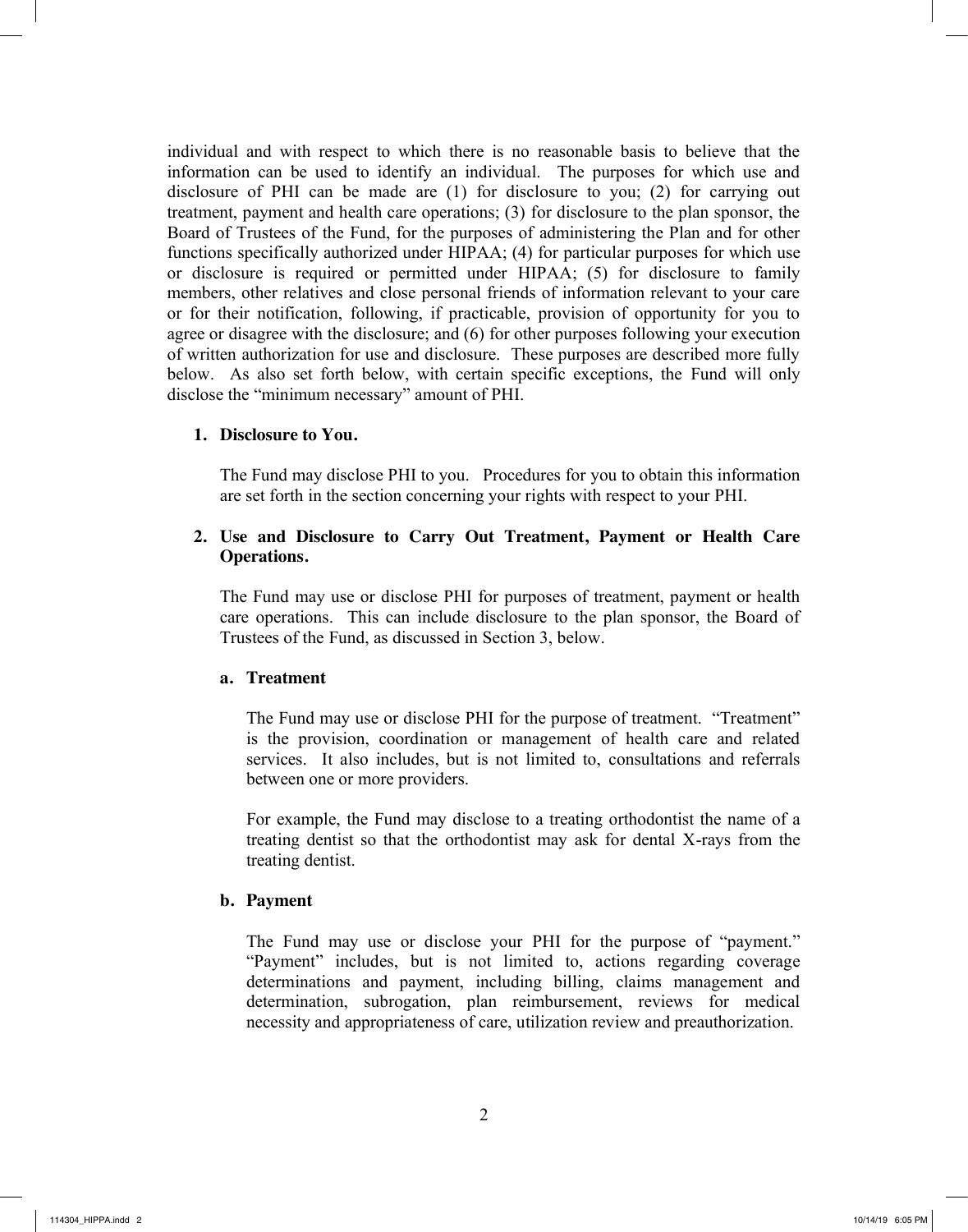individual and with respect to which there is no reasonable basis to believe that the information can be used to identify an individual. The purposes for which use and disclosure of PHI can be made are (1) for disclosure to you; (2) for carrying out treatment, payment and health care operations; (3) for disclosure to the plan sponsor, the Board of Trustees of the Fund, for the purposes of administering the Plan and for other functions specifically authorized under HIPAA; (4) for particular purposes for which use or disclosure is required or permitted under HIPAA; (5) for disclosure to family members, other relatives and close personal friends of information relevant to your care or for their notification, following, if practicable, provision of opportunity for you to agree or disagree with the disclosure; and (6) for other purposes following your execution of written authorization for use and disclosure. These purposes are described more fully below. As also set forth below, with certain specific exceptions, the Fund will only disclose the "minimum necessary" amount of PHI.

**1. Disclosure to You.**

The Fund may disclose PHI to you. Procedures for you to obtain this information are set forth in the section concerning your rights with respect to your PHI.

**2. Use and Disclosure to Carry Out Treatment, Payment or Health Care Operations.**

The Fund may use or disclose PHI for purposes of treatment, payment or health care operations. This can include disclosure to the plan sponsor, the Board of Trustees of the Fund, as discussed in Section 3, below.

**a. Treatment**

The Fund may use or disclose PHI for the purpose of treatment. "Treatment" is the provision, coordination or management of health care and related services. It also includes, but is not limited to, consultations and referrals between one or more providers.

For example, the Fund may disclose to a treating orthodontist the name of a treating dentist so that the orthodontist may ask for dental X-rays from the treating dentist.

**b. Payment**

The Fund may use or disclose your PHI for the purpose of "payment." "Payment" includes, but is not limited to, actions regarding coverage determinations and payment, including billing, claims management and determination, subrogation, plan reimbursement, reviews for medical necessity and appropriateness of care, utilization review and preauthorization.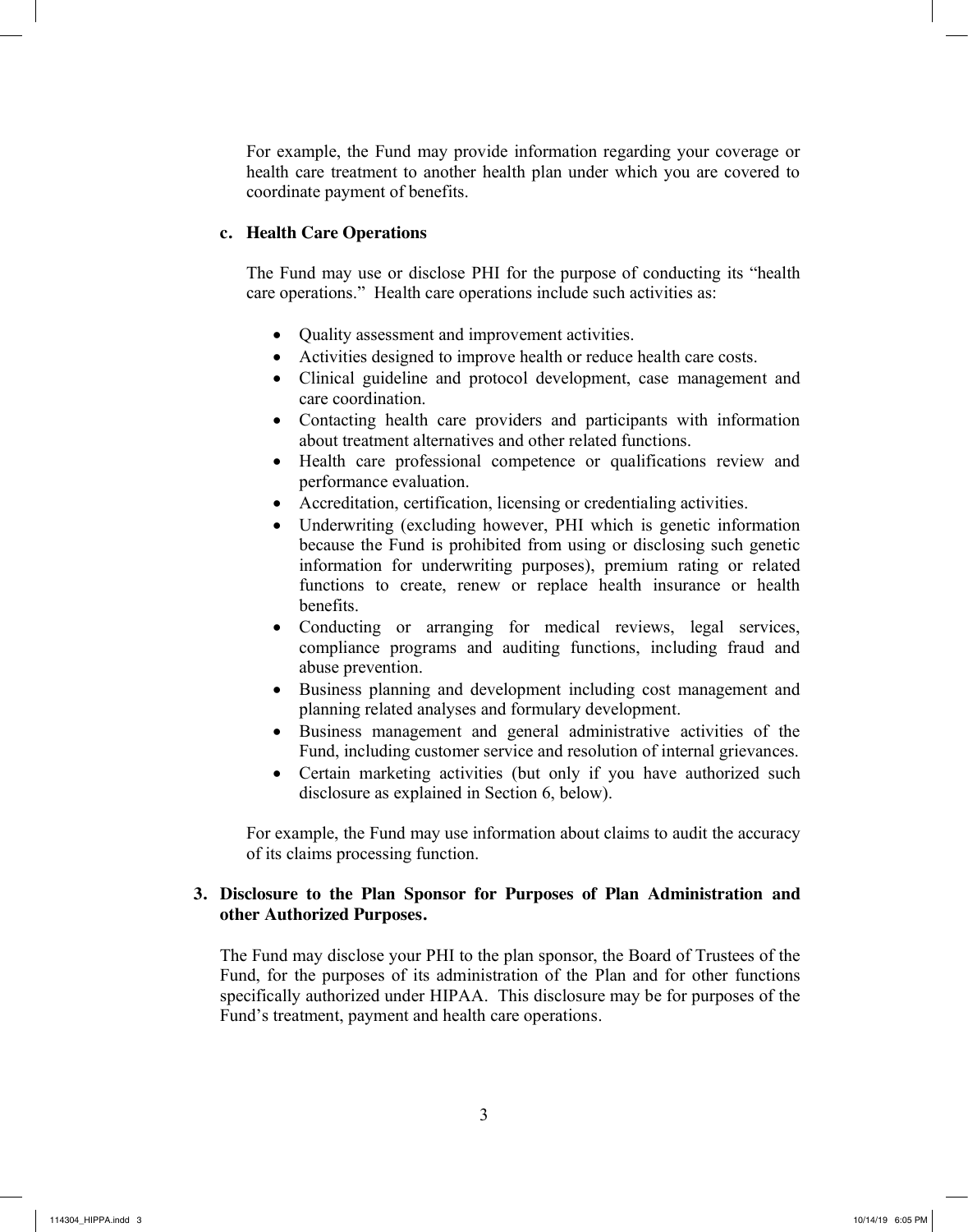For example, the Fund may provide information regarding your coverage or health care treatment to another health plan under which you are covered to coordinate payment of benefits.

**c. Health Care Operations**

The Fund may use or disclose PHI for the purpose of conducting its "health care operations." Health care operations include such activities as:

- Quality assessment and improvement activities.
- Activities designed to improve health or reduce health care costs.
- Clinical guideline and protocol development, case management and care coordination.
- Contacting health care providers and participants with information about treatment alternatives and other related functions.
- Health care professional competence or qualifications review and performance evaluation.
- Accreditation, certification, licensing or credentialing activities.
- Underwriting (excluding however, PHI which is genetic information because the Fund is prohibited from using or disclosing such genetic information for underwriting purposes), premium rating or related functions to create, renew or replace health insurance or health benefits.
- Conducting or arranging for medical reviews, legal services, compliance programs and auditing functions, including fraud and abuse prevention.
- Business planning and development including cost management and planning related analyses and formulary development.
- Business management and general administrative activities of the Fund, including customer service and resolution of internal grievances.
- Certain marketing activities (but only if you have authorized such disclosure as explained in Section 6, below).

For example, the Fund may use information about claims to audit the accuracy of its claims processing function.

**3. Disclosure to the Plan Sponsor for Purposes of Plan Administration and other Authorized Purposes.**

The Fund may disclose your PHI to the plan sponsor, the Board of Trustees of the Fund, for the purposes of its administration of the Plan and for other functions specifically authorized under HIPAA. This disclosure may be for purposes of the Fund's treatment, payment and health care operations.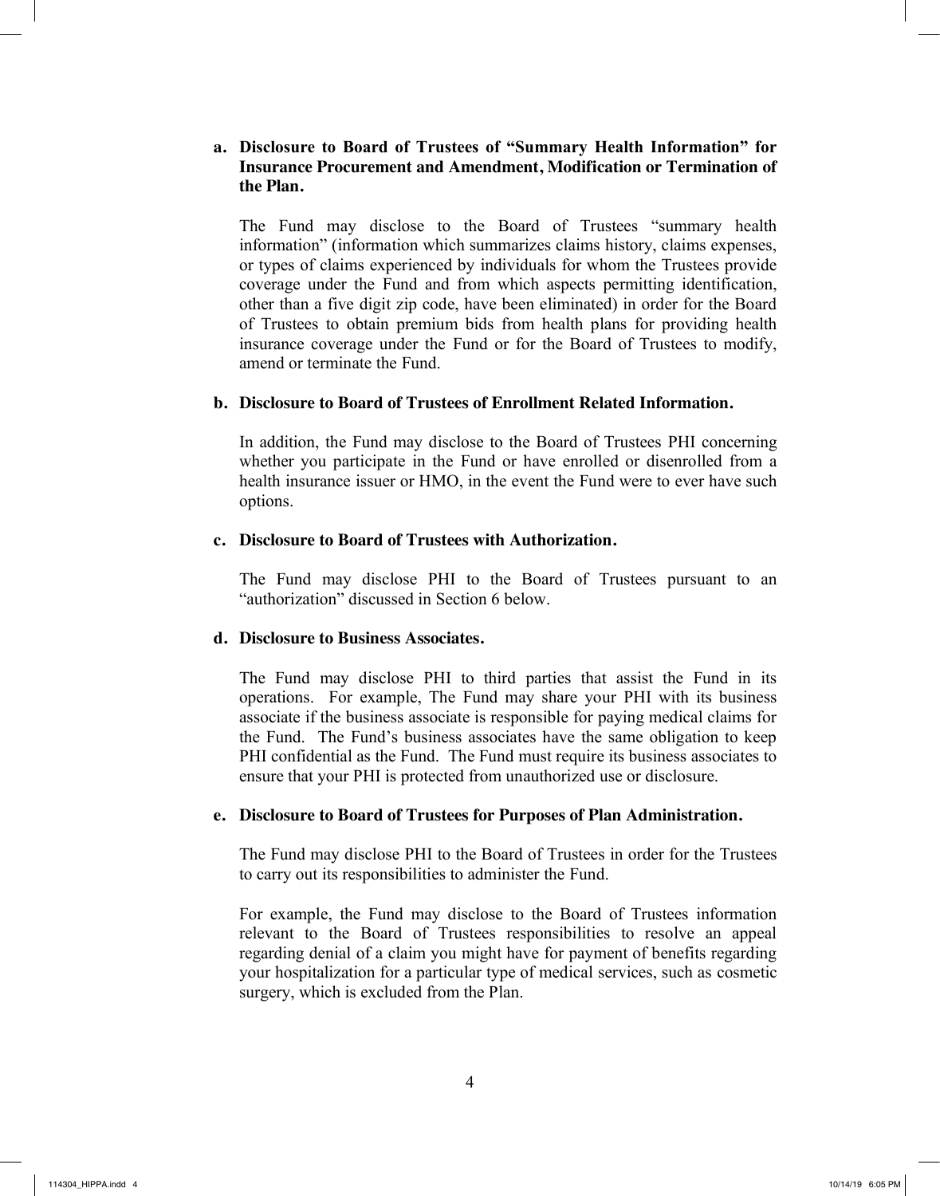**a. Disclosure to Board of Trustees of "Summary Health Information" for Insurance Procurement and Amendment, Modification or Termination of the Plan.**

The Fund may disclose to the Board of Trustees "summary health information" (information which summarizes claims history, claims expenses, or types of claims experienced by individuals for whom the Trustees provide coverage under the Fund and from which aspects permitting identification, other than a five digit zip code, have been eliminated) in order for the Board of Trustees to obtain premium bids from health plans for providing health insurance coverage under the Fund or for the Board of Trustees to modify, amend or terminate the Fund.

**b. Disclosure to Board of Trustees of Enrollment Related Information.**

In addition, the Fund may disclose to the Board of Trustees PHI concerning whether you participate in the Fund or have enrolled or disenrolled from a health insurance issuer or HMO, in the event the Fund were to ever have such options.

**c. Disclosure to Board of Trustees with Authorization.**

The Fund may disclose PHI to the Board of Trustees pursuant to an "authorization" discussed in Section 6 below.

**d. Disclosure to Business Associates.**

The Fund may disclose PHI to third parties that assist the Fund in its operations. For example, The Fund may share your PHI with its business associate if the business associate is responsible for paying medical claims for the Fund. The Fund's business associates have the same obligation to keep PHI confidential as the Fund. The Fund must require its business associates to ensure that your PHI is protected from unauthorized use or disclosure.

**e. Disclosure to Board of Trustees for Purposes of Plan Administration.**

The Fund may disclose PHI to the Board of Trustees in order for the Trustees to carry out its responsibilities to administer the Fund.

For example, the Fund may disclose to the Board of Trustees information relevant to the Board of Trustees responsibilities to resolve an appeal regarding denial of a claim you might have for payment of benefits regarding your hospitalization for a particular type of medical services, such as cosmetic surgery, which is excluded from the Plan.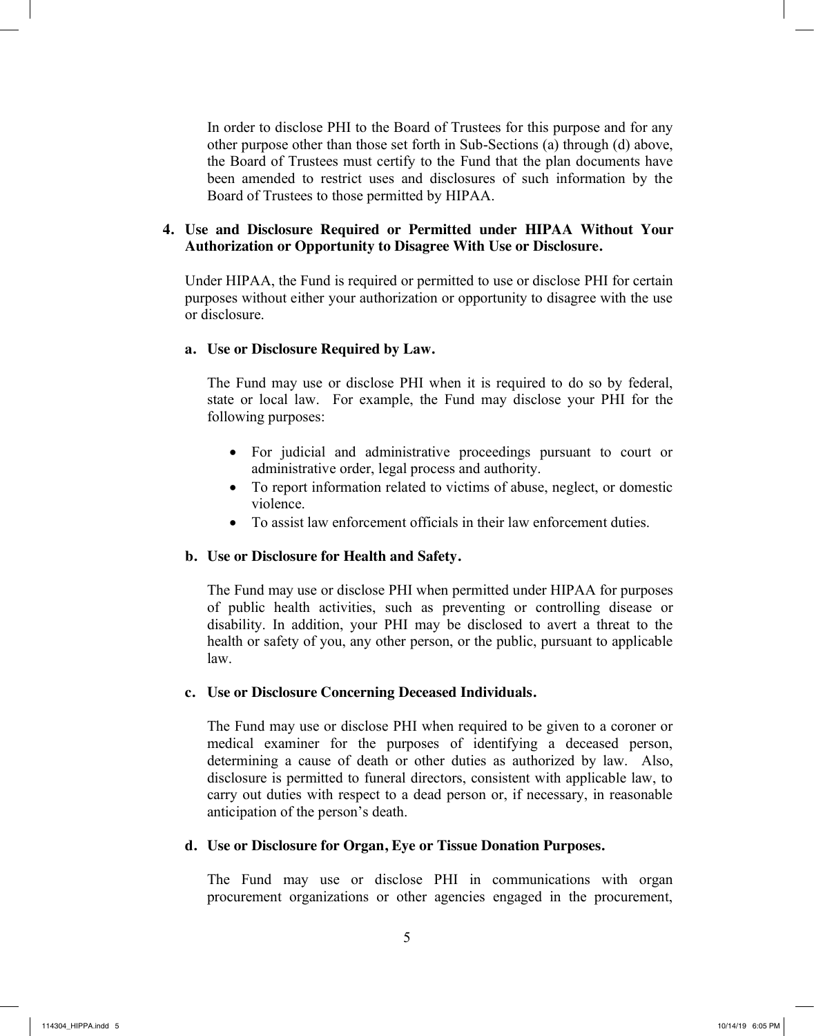In order to disclose PHI to the Board of Trustees for this purpose and for any other purpose other than those set forth in Sub-Sections (a) through (d) above, the Board of Trustees must certify to the Fund that the plan documents have been amended to restrict uses and disclosures of such information by the Board of Trustees to those permitted by HIPAA.

**4. Use and Disclosure Required or Permitted under HIPAA Without Your Authorization or Opportunity to Disagree With Use or Disclosure.**

Under HIPAA, the Fund is required or permitted to use or disclose PHI for certain purposes without either your authorization or opportunity to disagree with the use or disclosure.

**a. Use or Disclosure Required by Law.**

The Fund may use or disclose PHI when it is required to do so by federal, state or local law. For example, the Fund may disclose your PHI for the following purposes:

- For judicial and administrative proceedings pursuant to court or administrative order, legal process and authority.
- To report information related to victims of abuse, neglect, or domestic violence.
- To assist law enforcement officials in their law enforcement duties.

**b. Use or Disclosure for Health and Safety.**

The Fund may use or disclose PHI when permitted under HIPAA for purposes of public health activities, such as preventing or controlling disease or disability. In addition, your PHI may be disclosed to avert a threat to the health or safety of you, any other person, or the public, pursuant to applicable law.

**c. Use or Disclosure Concerning Deceased Individuals.**

The Fund may use or disclose PHI when required to be given to a coroner or medical examiner for the purposes of identifying a deceased person, determining a cause of death or other duties as authorized by law. Also, disclosure is permitted to funeral directors, consistent with applicable law, to carry out duties with respect to a dead person or, if necessary, in reasonable anticipation of the person's death.

**d. Use or Disclosure for Organ, Eye or Tissue Donation Purposes.**

The Fund may use or disclose PHI in communications with organ procurement organizations or other agencies engaged in the procurement,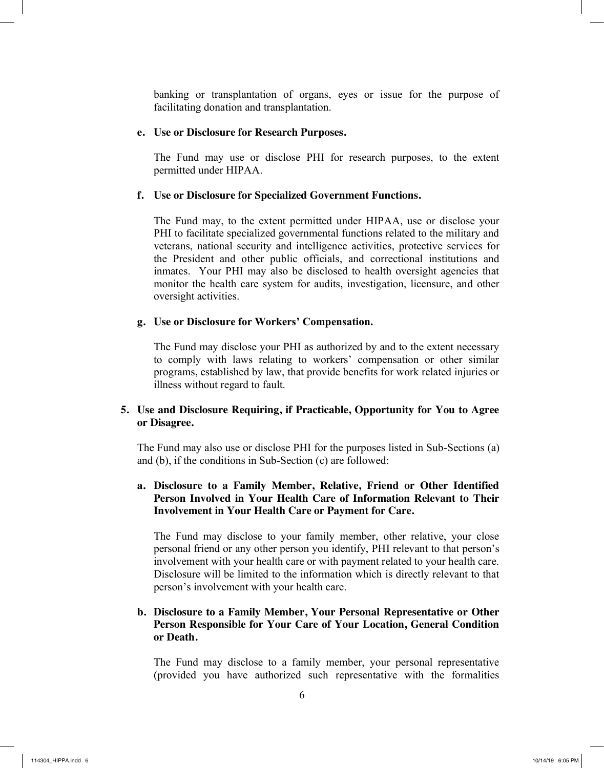banking or transplantation of organs, eyes or issue for the purpose of facilitating donation and transplantation.

**e. Use or Disclosure for Research Purposes.**

The Fund may use or disclose PHI for research purposes, to the extent permitted under HIPAA.

**f. Use or Disclosure for Specialized Government Functions.**

The Fund may, to the extent permitted under HIPAA, use or disclose your PHI to facilitate specialized governmental functions related to the military and veterans, national security and intelligence activities, protective services for the President and other public officials, and correctional institutions and inmates. Your PHI may also be disclosed to health oversight agencies that monitor the health care system for audits, investigation, licensure, and other oversight activities.

**g. Use or Disclosure for Workers' Compensation.**

The Fund may disclose your PHI as authorized by and to the extent necessary to comply with laws relating to workers' compensation or other similar programs, established by law, that provide benefits for work related injuries or illness without regard to fault.

**5. Use and Disclosure Requiring, if Practicable, Opportunity for You to Agree or Disagree.**

The Fund may also use or disclose PHI for the purposes listed in Sub-Sections (a) and (b), if the conditions in Sub-Section (c) are followed:

**a. Disclosure to a Family Member, Relative, Friend or Other Identified Person Involved in Your Health Care of Information Relevant to Their Involvement in Your Health Care or Payment for Care.**

The Fund may disclose to your family member, other relative, your close personal friend or any other person you identify, PHI relevant to that person's involvement with your health care or with payment related to your health care. Disclosure will be limited to the information which is directly relevant to that person's involvement with your health care.

**b. Disclosure to a Family Member, Your Personal Representative or Other Person Responsible for Your Care of Your Location, General Condition or Death.**

The Fund may disclose to a family member, your personal representative (provided you have authorized such representative with the formalities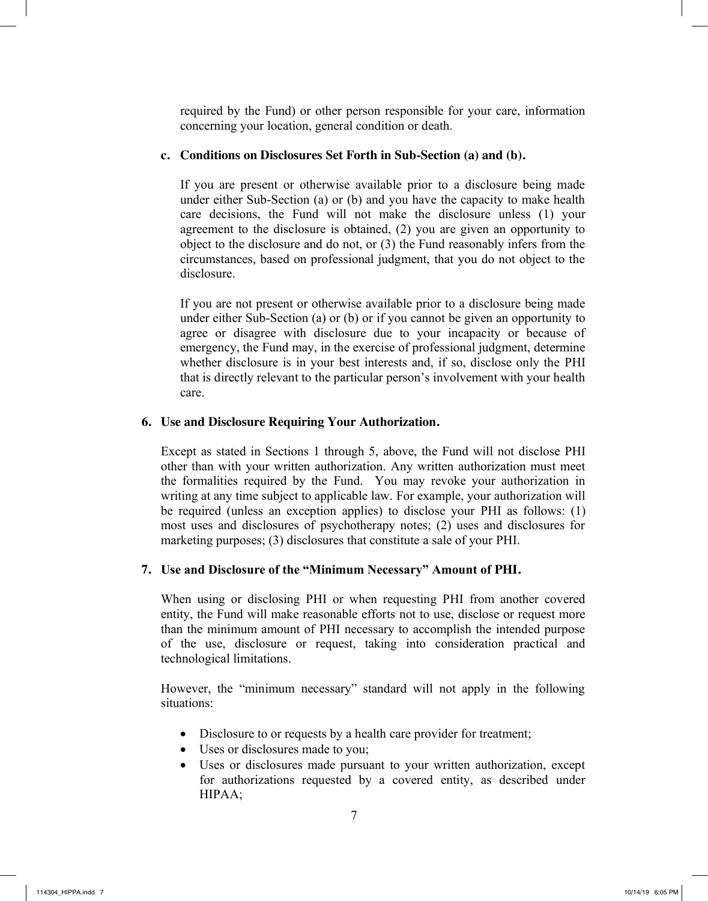required by the Fund) or other person responsible for your care, information concerning your location, general condition or death.

**c. Conditions on Disclosures Set Forth in Sub-Section (a) and (b).**

If you are present or otherwise available prior to a disclosure being made under either Sub-Section (a) or (b) and you have the capacity to make health care decisions, the Fund will not make the disclosure unless (1) your agreement to the disclosure is obtained, (2) you are given an opportunity to object to the disclosure and do not, or (3) the Fund reasonably infers from the circumstances, based on professional judgment, that you do not object to the disclosure.

If you are not present or otherwise available prior to a disclosure being made under either Sub-Section (a) or (b) or if you cannot be given an opportunity to agree or disagree with disclosure due to your incapacity or because of emergency, the Fund may, in the exercise of professional judgment, determine whether disclosure is in your best interests and, if so, disclose only the PHI that is directly relevant to the particular person's involvement with your health care.

**6. Use and Disclosure Requiring Your Authorization.**

Except as stated in Sections 1 through 5, above, the Fund will not disclose PHI other than with your written authorization. Any written authorization must meet the formalities required by the Fund. You may revoke your authorization in writing at any time subject to applicable law. For example, your authorization will be required (unless an exception applies) to disclose your PHI as follows: (1) most uses and disclosures of psychotherapy notes; (2) uses and disclosures for marketing purposes; (3) disclosures that constitute a sale of your PHI.

**7. Use and Disclosure of the "Minimum Necessary" Amount of PHI.**

When using or disclosing PHI or when requesting PHI from another covered entity, the Fund will make reasonable efforts not to use, disclose or request more than the minimum amount of PHI necessary to accomplish the intended purpose of the use, disclosure or request, taking into consideration practical and technological limitations.

However, the "minimum necessary" standard will not apply in the following situations:

- Disclosure to or requests by a health care provider for treatment;
- Uses or disclosures made to you;
- Uses or disclosures made pursuant to your written authorization, except for authorizations requested by a covered entity, as described under HIPAA;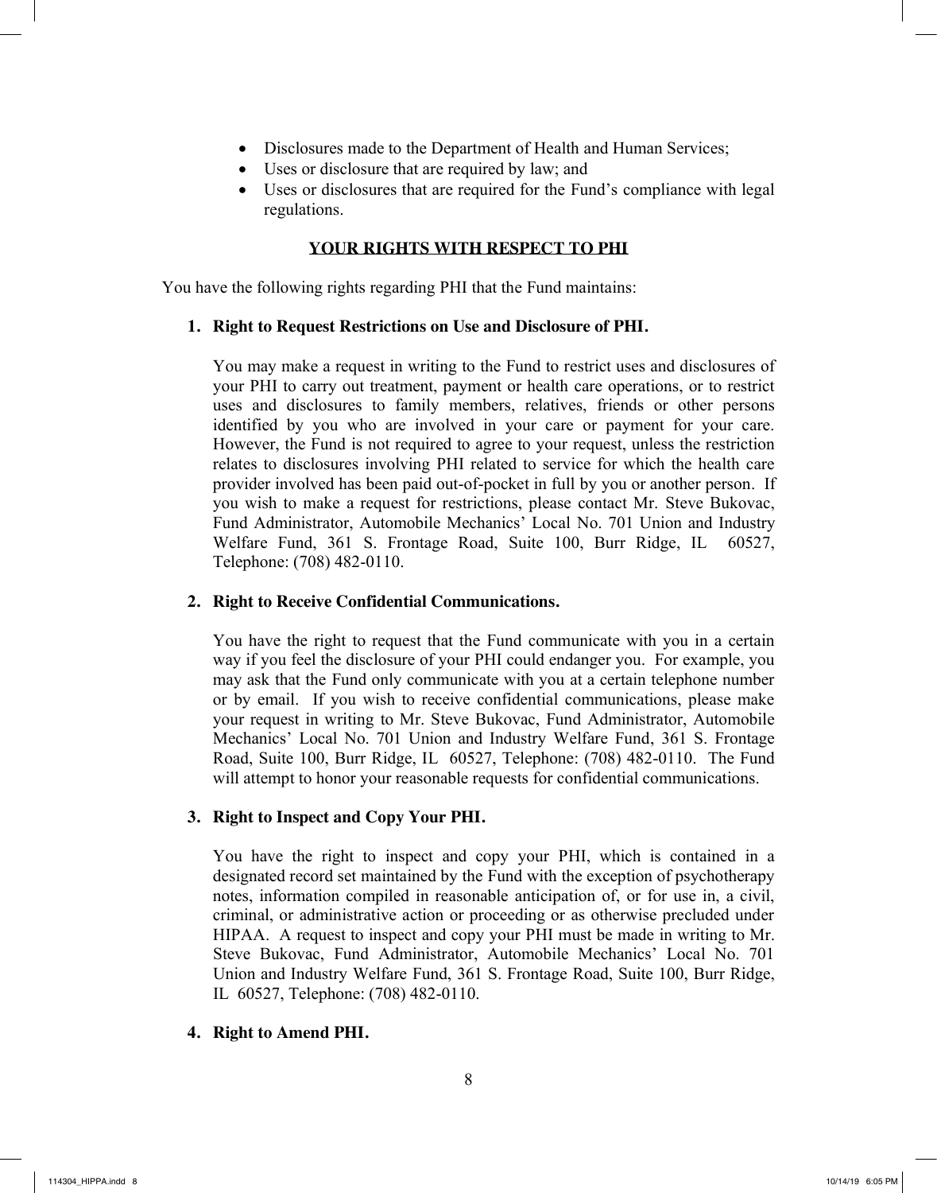- Disclosures made to the Department of Health and Human Services;
- Uses or disclosure that are required by law; and
- Uses or disclosures that are required for the Fund's compliance with legal regulations.

## YOUR RIGHTS WITH RESPECT TO PHI

You have the following rights regarding PHI that the Fund maintains:

1. **Right to Request Restrictions on Use and Disclosure of PHI.**

   You may make a request in writing to the Fund to restrict uses and disclosures of your PHI to carry out treatment, payment or health care operations, or to restrict uses and disclosures to family members, relatives, friends or other persons identified by you who are involved in your care or payment for your care. However, the Fund is not required to agree to your request, unless the restriction relates to disclosures involving PHI related to service for which the health care provider involved has been paid out-of-pocket in full by you or another person. If you wish to make a request for restrictions, please contact Mr. Steve Bukovac, Fund Administrator, Automobile Mechanics' Local No. 701 Union and Industry Welfare Fund, 361 S. Frontage Road, Suite 100, Burr Ridge, IL 60527, Telephone: (708) 482-0110.

2. **Right to Receive Confidential Communications.**

   You have the right to request that the Fund communicate with you in a certain way if you feel the disclosure of your PHI could endanger you. For example, you may ask that the Fund only communicate with you at a certain telephone number or by email. If you wish to receive confidential communications, please make your request in writing to Mr. Steve Bukovac, Fund Administrator, Automobile Mechanics' Local No. 701 Union and Industry Welfare Fund, 361 S. Frontage Road, Suite 100, Burr Ridge, IL 60527, Telephone: (708) 482-0110. The Fund will attempt to honor your reasonable requests for confidential communications.

3. **Right to Inspect and Copy Your PHI.**

   You have the right to inspect and copy your PHI, which is contained in a designated record set maintained by the Fund with the exception of psychotherapy notes, information compiled in reasonable anticipation of, or for use in, a civil, criminal, or administrative action or proceeding or as otherwise precluded under HIPAA. A request to inspect and copy your PHI must be made in writing to Mr. Steve Bukovac, Fund Administrator, Automobile Mechanics' Local No. 701 Union and Industry Welfare Fund, 361 S. Frontage Road, Suite 100, Burr Ridge, IL 60527, Telephone: (708) 482-0110.

4. **Right to Amend PHI.**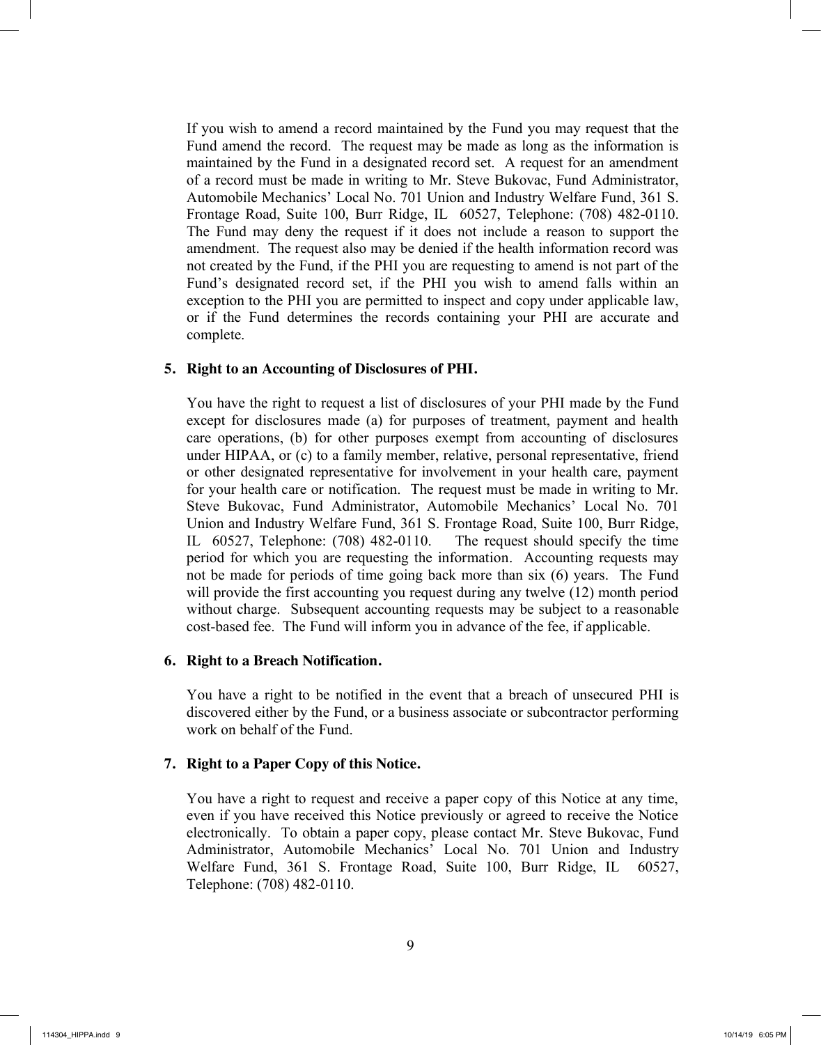If you wish to amend a record maintained by the Fund you may request that the Fund amend the record. The request may be made as long as the information is maintained by the Fund in a designated record set. A request for an amendment of a record must be made in writing to Mr. Steve Bukovac, Fund Administrator, Automobile Mechanics' Local No. 701 Union and Industry Welfare Fund, 361 S. Frontage Road, Suite 100, Burr Ridge, IL 60527, Telephone: (708) 482-0110. The Fund may deny the request if it does not include a reason to support the amendment. The request also may be denied if the health information record was not created by the Fund, if the PHI you are requesting to amend is not part of the Fund's designated record set, if the PHI you wish to amend falls within an exception to the PHI you are permitted to inspect and copy under applicable law, or if the Fund determines the records containing your PHI are accurate and complete.

**5. Right to an Accounting of Disclosures of PHI.**

You have the right to request a list of disclosures of your PHI made by the Fund except for disclosures made (a) for purposes of treatment, payment and health care operations, (b) for other purposes exempt from accounting of disclosures under HIPAA, or (c) to a family member, relative, personal representative, friend or other designated representative for involvement in your health care, payment for your health care or notification. The request must be made in writing to Mr. Steve Bukovac, Fund Administrator, Automobile Mechanics' Local No. 701 Union and Industry Welfare Fund, 361 S. Frontage Road, Suite 100, Burr Ridge, IL 60527, Telephone: (708) 482-0110. The request should specify the time period for which you are requesting the information. Accounting requests may not be made for periods of time going back more than six (6) years. The Fund will provide the first accounting you request during any twelve (12) month period without charge. Subsequent accounting requests may be subject to a reasonable cost-based fee. The Fund will inform you in advance of the fee, if applicable.

**6. Right to a Breach Notification.**

You have a right to be notified in the event that a breach of unsecured PHI is discovered either by the Fund, or a business associate or subcontractor performing work on behalf of the Fund.

**7. Right to a Paper Copy of this Notice.**

You have a right to request and receive a paper copy of this Notice at any time, even if you have received this Notice previously or agreed to receive the Notice electronically. To obtain a paper copy, please contact Mr. Steve Bukovac, Fund Administrator, Automobile Mechanics' Local No. 701 Union and Industry Welfare Fund, 361 S. Frontage Road, Suite 100, Burr Ridge, IL 60527, Telephone: (708) 482-0110.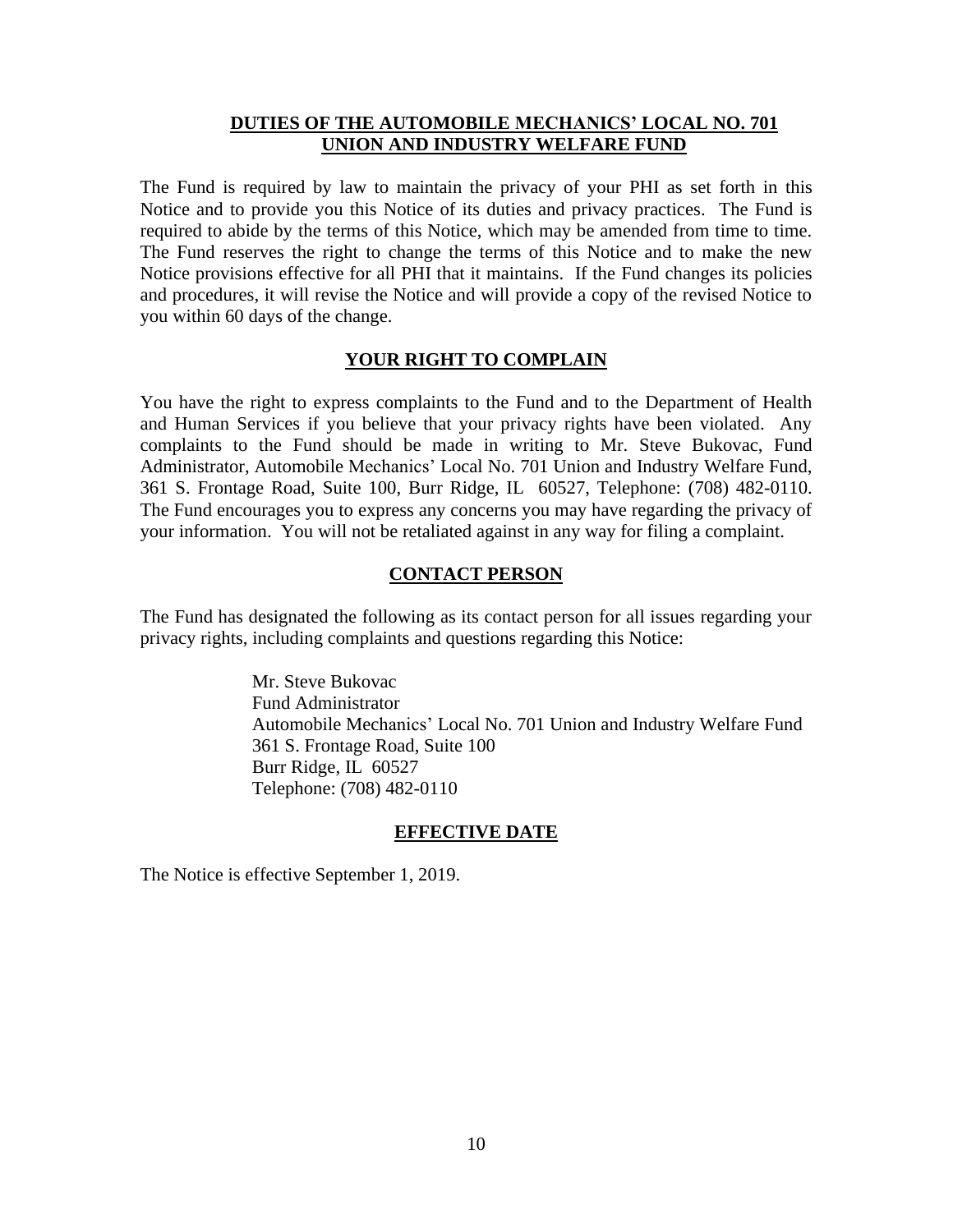## DUTIES OF THE AUTOMOBILE MECHANICS' LOCAL NO. 701 UNION AND INDUSTRY WELFARE FUND

The Fund is required by law to maintain the privacy of your PHI as set forth in this Notice and to provide you this Notice of its duties and privacy practices. The Fund is required to abide by the terms of this Notice, which may be amended from time to time. The Fund reserves the right to change the terms of this Notice and to make the new Notice provisions effective for all PHI that it maintains. If the Fund changes its policies and procedures, it will revise the Notice and will provide a copy of the revised Notice to you within 60 days of the change.

## YOUR RIGHT TO COMPLAIN

You have the right to express complaints to the Fund and to the Department of Health and Human Services if you believe that your privacy rights have been violated. Any complaints to the Fund should be made in writing to Mr. Steve Bukovac, Fund Administrator, Automobile Mechanics' Local No. 701 Union and Industry Welfare Fund, 361 S. Frontage Road, Suite 100, Burr Ridge, IL 60527, Telephone: (708) 482-0110. The Fund encourages you to express any concerns you may have regarding the privacy of your information. You will not be retaliated against in any way for filing a complaint.

## CONTACT PERSON

The Fund has designated the following as its contact person for all issues regarding your privacy rights, including complaints and questions regarding this Notice:

Mr. Steve Bukovac
Fund Administrator
Automobile Mechanics' Local No. 701 Union and Industry Welfare Fund
361 S. Frontage Road, Suite 100
Burr Ridge, IL 60527
Telephone: (708) 482-0110

## EFFECTIVE DATE

The Notice is effective September 1, 2019.